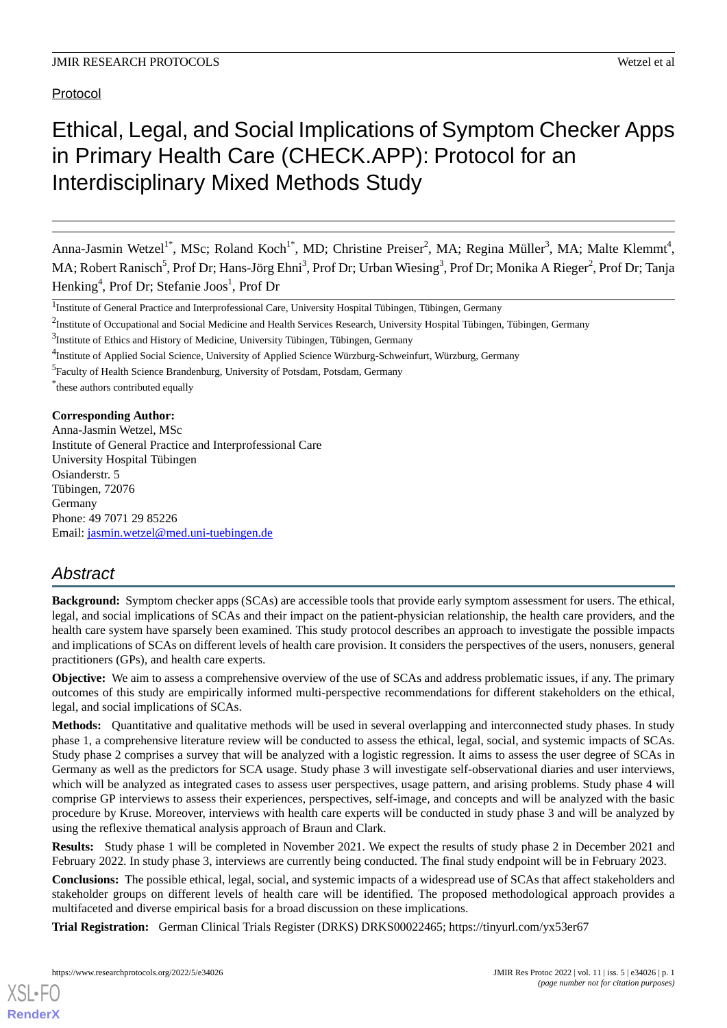Protocol

# Ethical, Legal, and Social Implications of Symptom Checker Apps in Primary Health Care (CHECK.APP): Protocol for an Interdisciplinary Mixed Methods Study

Anna-Jasmin Wetzel[1*], MSc; Roland Koch[1*], MD; Christine Preiser[2], MA; Regina Müller[3], MA; Malte Klemmt[4], MA; Robert Ranisch[5], Prof Dr; Hans-Jörg Ehni[3], Prof Dr; Urban Wiesing[3], Prof Dr; Monika A Rieger[2], Prof Dr; Tanja Henking[4], Prof Dr; Stefanie Joos[1], Prof Dr

[1]Institute of General Practice and Interprofessional Care, University Hospital Tübingen, Tübingen, Germany

[2]Institute of Occupational and Social Medicine and Health Services Research, University Hospital Tübingen, Tübingen, Germany

[3]Institute of Ethics and History of Medicine, University Tübingen, Tübingen, Germany

[4]Institute of Applied Social Science, University of Applied Science Würzburg-Schweinfurt, Würzburg, Germany

[5]Faculty of Health Science Brandenburg, University of Potsdam, Potsdam, Germany

[*]these authors contributed equally

**Corresponding Author:**
Anna-Jasmin Wetzel, MSc
Institute of General Practice and Interprofessional Care
University Hospital Tübingen
Osianderstr. 5
Tübingen, 72076
Germany
Phone: 49 7071 29 85226
Email: jasmin.wetzel@med.uni-tuebingen.de

## *Abstract*

**Background:** Symptom checker apps (SCAs) are accessible tools that provide early symptom assessment for users. The ethical, legal, and social implications of SCAs and their impact on the patient-physician relationship, the health care providers, and the health care system have sparsely been examined. This study protocol describes an approach to investigate the possible impacts and implications of SCAs on different levels of health care provision. It considers the perspectives of the users, nonusers, general practitioners (GPs), and health care experts.

**Objective:** We aim to assess a comprehensive overview of the use of SCAs and address problematic issues, if any. The primary outcomes of this study are empirically informed multi-perspective recommendations for different stakeholders on the ethical, legal, and social implications of SCAs.

**Methods:** Quantitative and qualitative methods will be used in several overlapping and interconnected study phases. In study phase 1, a comprehensive literature review will be conducted to assess the ethical, legal, social, and systemic impacts of SCAs. Study phase 2 comprises a survey that will be analyzed with a logistic regression. It aims to assess the user degree of SCAs in Germany as well as the predictors for SCA usage. Study phase 3 will investigate self-observational diaries and user interviews, which will be analyzed as integrated cases to assess user perspectives, usage pattern, and arising problems. Study phase 4 will comprise GP interviews to assess their experiences, perspectives, self-image, and concepts and will be analyzed with the basic procedure by Kruse. Moreover, interviews with health care experts will be conducted in study phase 3 and will be analyzed by using the reflexive thematical analysis approach of Braun and Clark.

**Results:** Study phase 1 will be completed in November 2021. We expect the results of study phase 2 in December 2021 and February 2022. In study phase 3, interviews are currently being conducted. The final study endpoint will be in February 2023.

**Conclusions:** The possible ethical, legal, social, and systemic impacts of a widespread use of SCAs that affect stakeholders and stakeholder groups on different levels of health care will be identified. The proposed methodological approach provides a multifaceted and diverse empirical basis for a broad discussion on these implications.

**Trial Registration:** German Clinical Trials Register (DRKS) DRKS00022465; https://tinyurl.com/yx53er67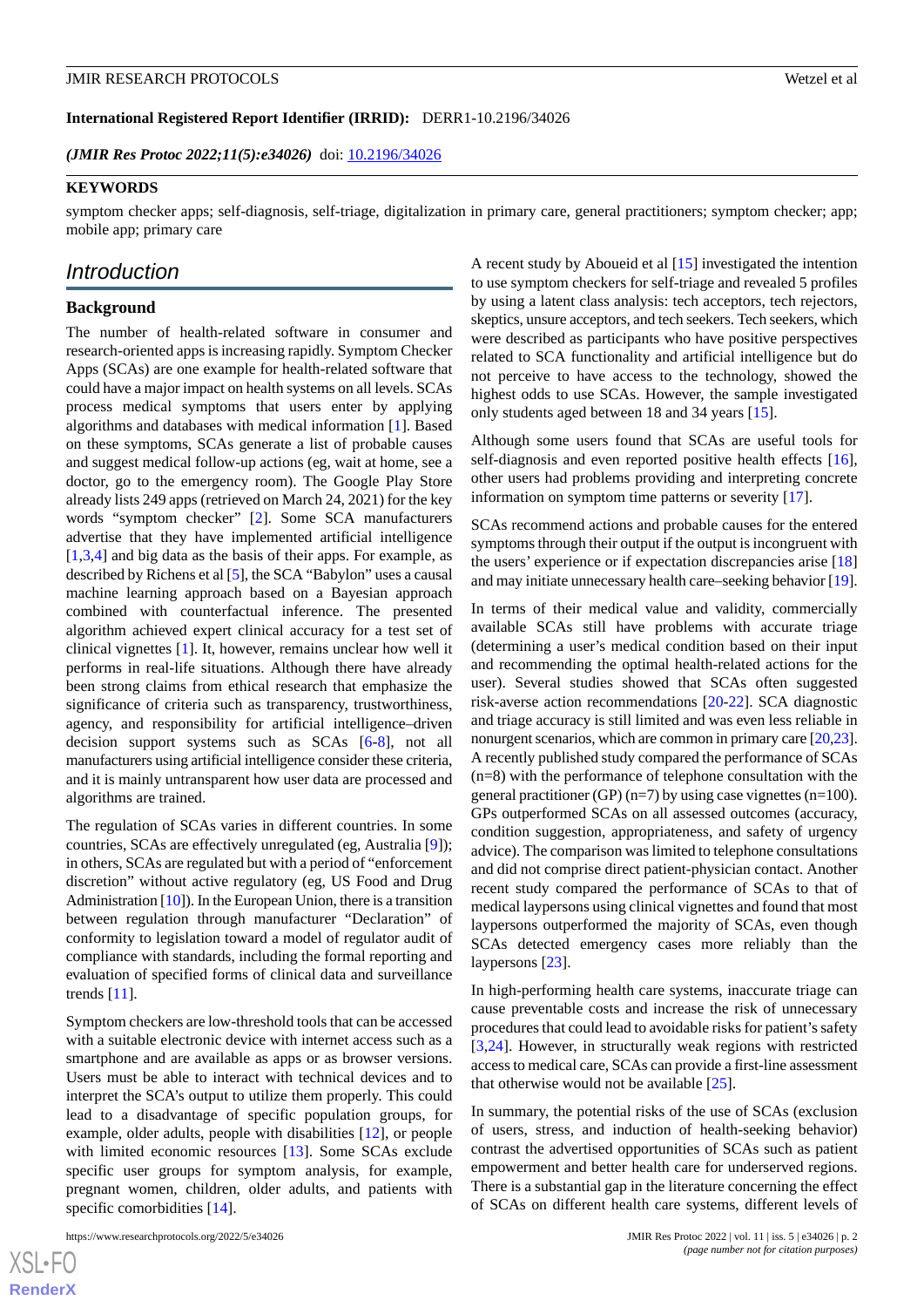**International Registered Report Identifier (IRRID):** DERR1-10.2196/34026

*(JMIR Res Protoc 2022;11(5):e34026)* doi: 10.2196/34026

**KEYWORDS**

symptom checker apps; self-diagnosis, self-triage, digitalization in primary care, general practitioners; symptom checker; app; mobile app; primary care

## Introduction

### Background

The number of health-related software in consumer and research-oriented apps is increasing rapidly. Symptom Checker Apps (SCAs) are one example for health-related software that could have a major impact on health systems on all levels. SCAs process medical symptoms that users enter by applying algorithms and databases with medical information [1]. Based on these symptoms, SCAs generate a list of probable causes and suggest medical follow-up actions (eg, wait at home, see a doctor, go to the emergency room). The Google Play Store already lists 249 apps (retrieved on March 24, 2021) for the key words "symptom checker" [2]. Some SCA manufacturers advertise that they have implemented artificial intelligence [1,3,4] and big data as the basis of their apps. For example, as described by Richens et al [5], the SCA "Babylon" uses a causal machine learning approach based on a Bayesian approach combined with counterfactual inference. The presented algorithm achieved expert clinical accuracy for a test set of clinical vignettes [1]. It, however, remains unclear how well it performs in real-life situations. Although there have already been strong claims from ethical research that emphasize the significance of criteria such as transparency, trustworthiness, agency, and responsibility for artificial intelligence–driven decision support systems such as SCAs [6-8], not all manufacturers using artificial intelligence consider these criteria, and it is mainly untransparent how user data are processed and algorithms are trained.

The regulation of SCAs varies in different countries. In some countries, SCAs are effectively unregulated (eg, Australia [9]); in others, SCAs are regulated but with a period of "enforcement discretion" without active regulatory (eg, US Food and Drug Administration [10]). In the European Union, there is a transition between regulation through manufacturer "Declaration" of conformity to legislation toward a model of regulator audit of compliance with standards, including the formal reporting and evaluation of specified forms of clinical data and surveillance trends [11].

Symptom checkers are low-threshold tools that can be accessed with a suitable electronic device with internet access such as a smartphone and are available as apps or as browser versions. Users must be able to interact with technical devices and to interpret the SCA's output to utilize them properly. This could lead to a disadvantage of specific population groups, for example, older adults, people with disabilities [12], or people with limited economic resources [13]. Some SCAs exclude specific user groups for symptom analysis, for example, pregnant women, children, older adults, and patients with specific comorbidities [14].

A recent study by Aboueid et al [15] investigated the intention to use symptom checkers for self-triage and revealed 5 profiles by using a latent class analysis: tech acceptors, tech rejectors, skeptics, unsure acceptors, and tech seekers. Tech seekers, which were described as participants who have positive perspectives related to SCA functionality and artificial intelligence but do not perceive to have access to the technology, showed the highest odds to use SCAs. However, the sample investigated only students aged between 18 and 34 years [15].

Although some users found that SCAs are useful tools for self-diagnosis and even reported positive health effects [16], other users had problems providing and interpreting concrete information on symptom time patterns or severity [17].

SCAs recommend actions and probable causes for the entered symptoms through their output if the output is incongruent with the users' experience or if expectation discrepancies arise [18] and may initiate unnecessary health care–seeking behavior [19].

In terms of their medical value and validity, commercially available SCAs still have problems with accurate triage (determining a user's medical condition based on their input and recommending the optimal health-related actions for the user). Several studies showed that SCAs often suggested risk-averse action recommendations [20-22]. SCA diagnostic and triage accuracy is still limited and was even less reliable in nonurgent scenarios, which are common in primary care [20,23]. A recently published study compared the performance of SCAs (n=8) with the performance of telephone consultation with the general practitioner (GP) (n=7) by using case vignettes (n=100). GPs outperformed SCAs on all assessed outcomes (accuracy, condition suggestion, appropriateness, and safety of urgency advice). The comparison was limited to telephone consultations and did not comprise direct patient-physician contact. Another recent study compared the performance of SCAs to that of medical laypersons using clinical vignettes and found that most laypersons outperformed the majority of SCAs, even though SCAs detected emergency cases more reliably than the laypersons [23].

In high-performing health care systems, inaccurate triage can cause preventable costs and increase the risk of unnecessary procedures that could lead to avoidable risks for patient's safety [3,24]. However, in structurally weak regions with restricted access to medical care, SCAs can provide a first-line assessment that otherwise would not be available [25].

In summary, the potential risks of the use of SCAs (exclusion of users, stress, and induction of health-seeking behavior) contrast the advertised opportunities of SCAs such as patient empowerment and better health care for underserved regions. There is a substantial gap in the literature concerning the effect of SCAs on different health care systems, different levels of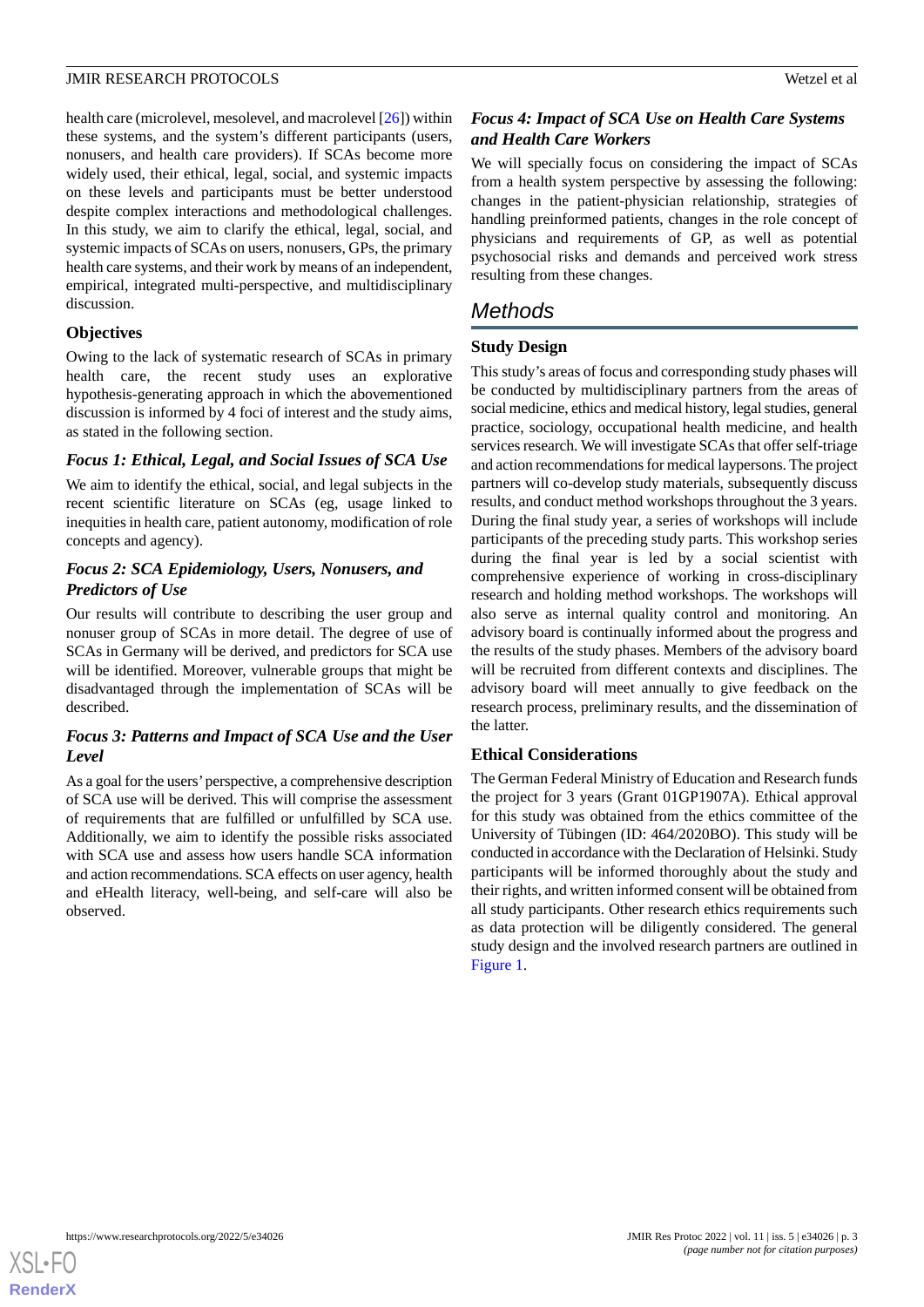health care (microlevel, mesolevel, and macrolevel [26]) within these systems, and the system's different participants (users, nonusers, and health care providers). If SCAs become more widely used, their ethical, legal, social, and systemic impacts on these levels and participants must be better understood despite complex interactions and methodological challenges. In this study, we aim to clarify the ethical, legal, social, and systemic impacts of SCAs on users, nonusers, GPs, the primary health care systems, and their work by means of an independent, empirical, integrated multi-perspective, and multidisciplinary discussion.

### Objectives

Owing to the lack of systematic research of SCAs in primary health care, the recent study uses an explorative hypothesis-generating approach in which the abovementioned discussion is informed by 4 foci of interest and the study aims, as stated in the following section.

#### *Focus 1: Ethical, Legal, and Social Issues of SCA Use*

We aim to identify the ethical, social, and legal subjects in the recent scientific literature on SCAs (eg, usage linked to inequities in health care, patient autonomy, modification of role concepts and agency).

#### *Focus 2: SCA Epidemiology, Users, Nonusers, and Predictors of Use*

Our results will contribute to describing the user group and nonuser group of SCAs in more detail. The degree of use of SCAs in Germany will be derived, and predictors for SCA use will be identified. Moreover, vulnerable groups that might be disadvantaged through the implementation of SCAs will be described.

#### *Focus 3: Patterns and Impact of SCA Use and the User Level*

As a goal for the users' perspective, a comprehensive description of SCA use will be derived. This will comprise the assessment of requirements that are fulfilled or unfulfilled by SCA use. Additionally, we aim to identify the possible risks associated with SCA use and assess how users handle SCA information and action recommendations. SCA effects on user agency, health and eHealth literacy, well-being, and self-care will also be observed.

#### *Focus 4: Impact of SCA Use on Health Care Systems and Health Care Workers*

We will specially focus on considering the impact of SCAs from a health system perspective by assessing the following: changes in the patient-physician relationship, strategies of handling preinformed patients, changes in the role concept of physicians and requirements of GP, as well as potential psychosocial risks and demands and perceived work stress resulting from these changes.

## Methods

### Study Design

This study's areas of focus and corresponding study phases will be conducted by multidisciplinary partners from the areas of social medicine, ethics and medical history, legal studies, general practice, sociology, occupational health medicine, and health services research. We will investigate SCAs that offer self-triage and action recommendations for medical laypersons. The project partners will co-develop study materials, subsequently discuss results, and conduct method workshops throughout the 3 years. During the final study year, a series of workshops will include participants of the preceding study parts. This workshop series during the final year is led by a social scientist with comprehensive experience of working in cross-disciplinary research and holding method workshops. The workshops will also serve as internal quality control and monitoring. An advisory board is continually informed about the progress and the results of the study phases. Members of the advisory board will be recruited from different contexts and disciplines. The advisory board will meet annually to give feedback on the research process, preliminary results, and the dissemination of the latter.

### Ethical Considerations

The German Federal Ministry of Education and Research funds the project for 3 years (Grant 01GP1907A). Ethical approval for this study was obtained from the ethics committee of the University of Tübingen (ID: 464/2020BO). This study will be conducted in accordance with the Declaration of Helsinki. Study participants will be informed thoroughly about the study and their rights, and written informed consent will be obtained from all study participants. Other research ethics requirements such as data protection will be diligently considered. The general study design and the involved research partners are outlined in Figure 1.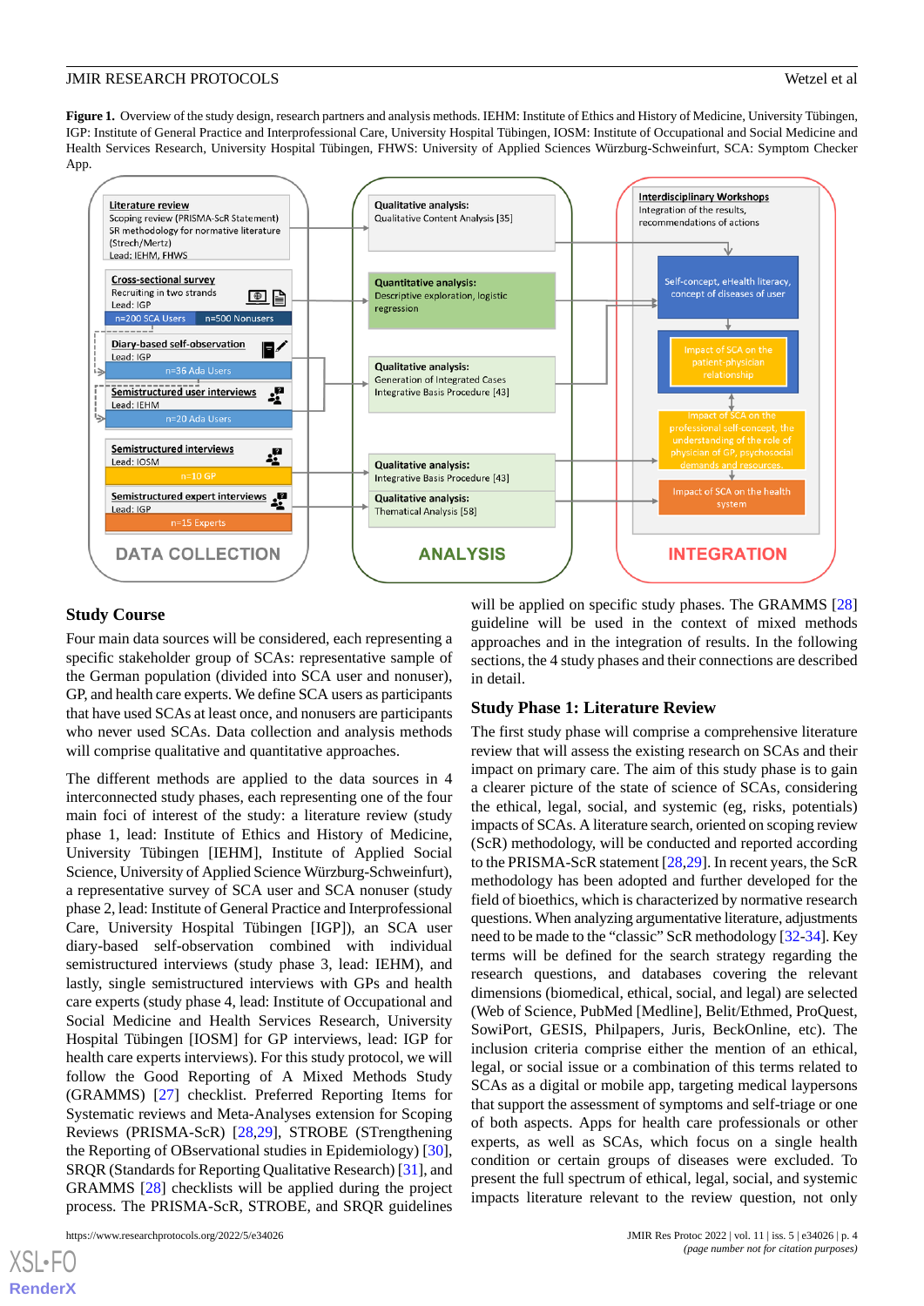**Figure 1.** Overview of the study design, research partners and analysis methods. IEHM: Institute of Ethics and History of Medicine, University Tübingen, IGP: Institute of General Practice and Interprofessional Care, University Hospital Tübingen, IOSM: Institute of Occupational and Social Medicine and Health Services Research, University Hospital Tübingen, FHWS: University of Applied Sciences Würzburg-Schweinfurt, SCA: Symptom Checker App.

## Study Course

Four main data sources will be considered, each representing a specific stakeholder group of SCAs: representative sample of the German population (divided into SCA user and nonuser), GP, and health care experts. We define SCA users as participants that have used SCAs at least once, and nonusers are participants who never used SCAs. Data collection and analysis methods will comprise qualitative and quantitative approaches.

The different methods are applied to the data sources in 4 interconnected study phases, each representing one of the four main foci of interest of the study: a literature review (study phase 1, lead: Institute of Ethics and History of Medicine, University Tübingen [IEHM], Institute of Applied Social Science, University of Applied Science Würzburg-Schweinfurt), a representative survey of SCA user and SCA nonuser (study phase 2, lead: Institute of General Practice and Interprofessional Care, University Hospital Tübingen [IGP]), an SCA user diary-based self-observation combined with individual semistructured interviews (study phase 3, lead: IEHM), and lastly, single semistructured interviews with GPs and health care experts (study phase 4, lead: Institute of Occupational and Social Medicine and Health Services Research, University Hospital Tübingen [IOSM] for GP interviews, lead: IGP for health care experts interviews). For this study protocol, we will follow the Good Reporting of A Mixed Methods Study (GRAMMS) [27] checklist. Preferred Reporting Items for Systematic reviews and Meta-Analyses extension for Scoping Reviews (PRISMA-ScR) [28,29], STROBE (STrengthening the Reporting of OBservational studies in Epidemiology) [30], SRQR (Standards for Reporting Qualitative Research) [31], and GRAMMS [28] checklists will be applied during the project process. The PRISMA-ScR, STROBE, and SRQR guidelines will be applied on specific study phases. The GRAMMS [28] guideline will be used in the context of mixed methods approaches and in the integration of results. In the following sections, the 4 study phases and their connections are described in detail.

## Study Phase 1: Literature Review

The first study phase will comprise a comprehensive literature review that will assess the existing research on SCAs and their impact on primary care. The aim of this study phase is to gain a clearer picture of the state of science of SCAs, considering the ethical, legal, social, and systemic (eg, risks, potentials) impacts of SCAs. A literature search, oriented on scoping review (ScR) methodology, will be conducted and reported according to the PRISMA-ScR statement [28,29]. In recent years, the ScR methodology has been adopted and further developed for the field of bioethics, which is characterized by normative research questions. When analyzing argumentative literature, adjustments need to be made to the "classic" ScR methodology [32-34]. Key terms will be defined for the search strategy regarding the research questions, and databases covering the relevant dimensions (biomedical, ethical, social, and legal) are selected (Web of Science, PubMed [Medline], Belit/Ethmed, ProQuest, SowiPort, GESIS, Philpapers, Juris, BeckOnline, etc). The inclusion criteria comprise either the mention of an ethical, legal, or social issue or a combination of this terms related to SCAs as a digital or mobile app, targeting medical laypersons that support the assessment of symptoms and self-triage or one of both aspects. Apps for health care professionals or other experts, as well as SCAs, which focus on a single health condition or certain groups of diseases were excluded. To present the full spectrum of ethical, legal, social, and systemic impacts literature relevant to the review question, not only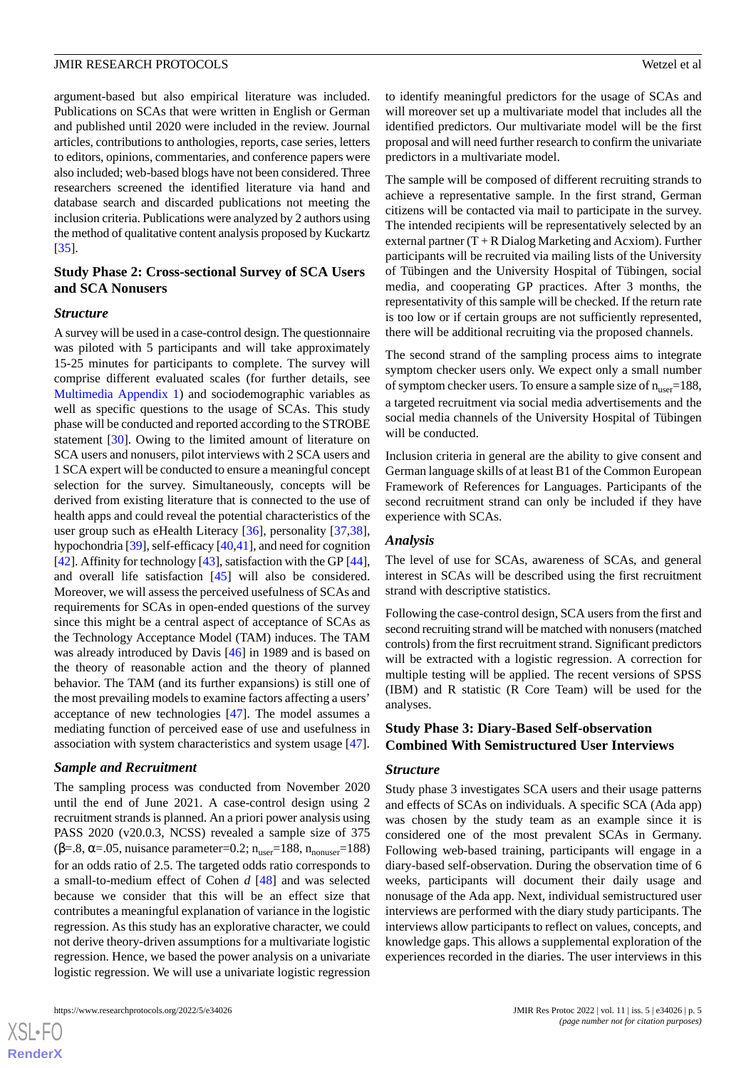argument-based but also empirical literature was included. Publications on SCAs that were written in English or German and published until 2020 were included in the review. Journal articles, contributions to anthologies, reports, case series, letters to editors, opinions, commentaries, and conference papers were also included; web-based blogs have not been considered. Three researchers screened the identified literature via hand and database search and discarded publications not meeting the inclusion criteria. Publications were analyzed by 2 authors using the method of qualitative content analysis proposed by Kuckartz [35].

## Study Phase 2: Cross-sectional Survey of SCA Users and SCA Nonusers

### Structure

A survey will be used in a case-control design. The questionnaire was piloted with 5 participants and will take approximately 15-25 minutes for participants to complete. The survey will comprise different evaluated scales (for further details, see Multimedia Appendix 1) and sociodemographic variables as well as specific questions to the usage of SCAs. This study phase will be conducted and reported according to the STROBE statement [30]. Owing to the limited amount of literature on SCA users and nonusers, pilot interviews with 2 SCA users and 1 SCA expert will be conducted to ensure a meaningful concept selection for the survey. Simultaneously, concepts will be derived from existing literature that is connected to the use of health apps and could reveal the potential characteristics of the user group such as eHealth Literacy [36], personality [37,38], hypochondria [39], self-efficacy [40,41], and need for cognition [42]. Affinity for technology [43], satisfaction with the GP [44], and overall life satisfaction [45] will also be considered. Moreover, we will assess the perceived usefulness of SCAs and requirements for SCAs in open-ended questions of the survey since this might be a central aspect of acceptance of SCAs as the Technology Acceptance Model (TAM) induces. The TAM was already introduced by Davis [46] in 1989 and is based on the theory of reasonable action and the theory of planned behavior. The TAM (and its further expansions) is still one of the most prevailing models to examine factors affecting a users' acceptance of new technologies [47]. The model assumes a mediating function of perceived ease of use and usefulness in association with system characteristics and system usage [47].

### Sample and Recruitment

The sampling process was conducted from November 2020 until the end of June 2021. A case-control design using 2 recruitment strands is planned. An a priori power analysis using PASS 2020 (v20.0.3, NCSS) revealed a sample size of 375 ($\beta$=.8, $\alpha$=.05, nuisance parameter=0.2; $n_{user}$=188, $n_{nonuser}$=188) for an odds ratio of 2.5. The targeted odds ratio corresponds to a small-to-medium effect of Cohen *d* [48] and was selected because we consider that this will be an effect size that contributes a meaningful explanation of variance in the logistic regression. As this study has an explorative character, we could not derive theory-driven assumptions for a multivariate logistic regression. Hence, we based the power analysis on a univariate logistic regression. We will use a univariate logistic regression to identify meaningful predictors for the usage of SCAs and will moreover set up a multivariate model that includes all the identified predictors. Our multivariate model will be the first proposal and will need further research to confirm the univariate predictors in a multivariate model.

The sample will be composed of different recruiting strands to achieve a representative sample. In the first strand, German citizens will be contacted via mail to participate in the survey. The intended recipients will be representatively selected by an external partner (T + R Dialog Marketing and Acxiom). Further participants will be recruited via mailing lists of the University of Tübingen and the University Hospital of Tübingen, social media, and cooperating GP practices. After 3 months, the representativity of this sample will be checked. If the return rate is too low or if certain groups are not sufficiently represented, there will be additional recruiting via the proposed channels.

The second strand of the sampling process aims to integrate symptom checker users only. We expect only a small number of symptom checker users. To ensure a sample size of $n_{user}$=188, a targeted recruitment via social media advertisements and the social media channels of the University Hospital of Tübingen will be conducted.

Inclusion criteria in general are the ability to give consent and German language skills of at least B1 of the Common European Framework of References for Languages. Participants of the second recruitment strand can only be included if they have experience with SCAs.

### Analysis

The level of use for SCAs, awareness of SCAs, and general interest in SCAs will be described using the first recruitment strand with descriptive statistics.

Following the case-control design, SCA users from the first and second recruiting strand will be matched with nonusers (matched controls) from the first recruitment strand. Significant predictors will be extracted with a logistic regression. A correction for multiple testing will be applied. The recent versions of SPSS (IBM) and R statistic (R Core Team) will be used for the analyses.

## Study Phase 3: Diary-Based Self-observation Combined With Semistructured User Interviews

### Structure

Study phase 3 investigates SCA users and their usage patterns and effects of SCAs on individuals. A specific SCA (Ada app) was chosen by the study team as an example since it is considered one of the most prevalent SCAs in Germany. Following web-based training, participants will engage in a diary-based self-observation. During the observation time of 6 weeks, participants will document their daily usage and nonusage of the Ada app. Next, individual semistructured user interviews are performed with the diary study participants. The interviews allow participants to reflect on values, concepts, and knowledge gaps. This allows a supplemental exploration of the experiences recorded in the diaries. The user interviews in this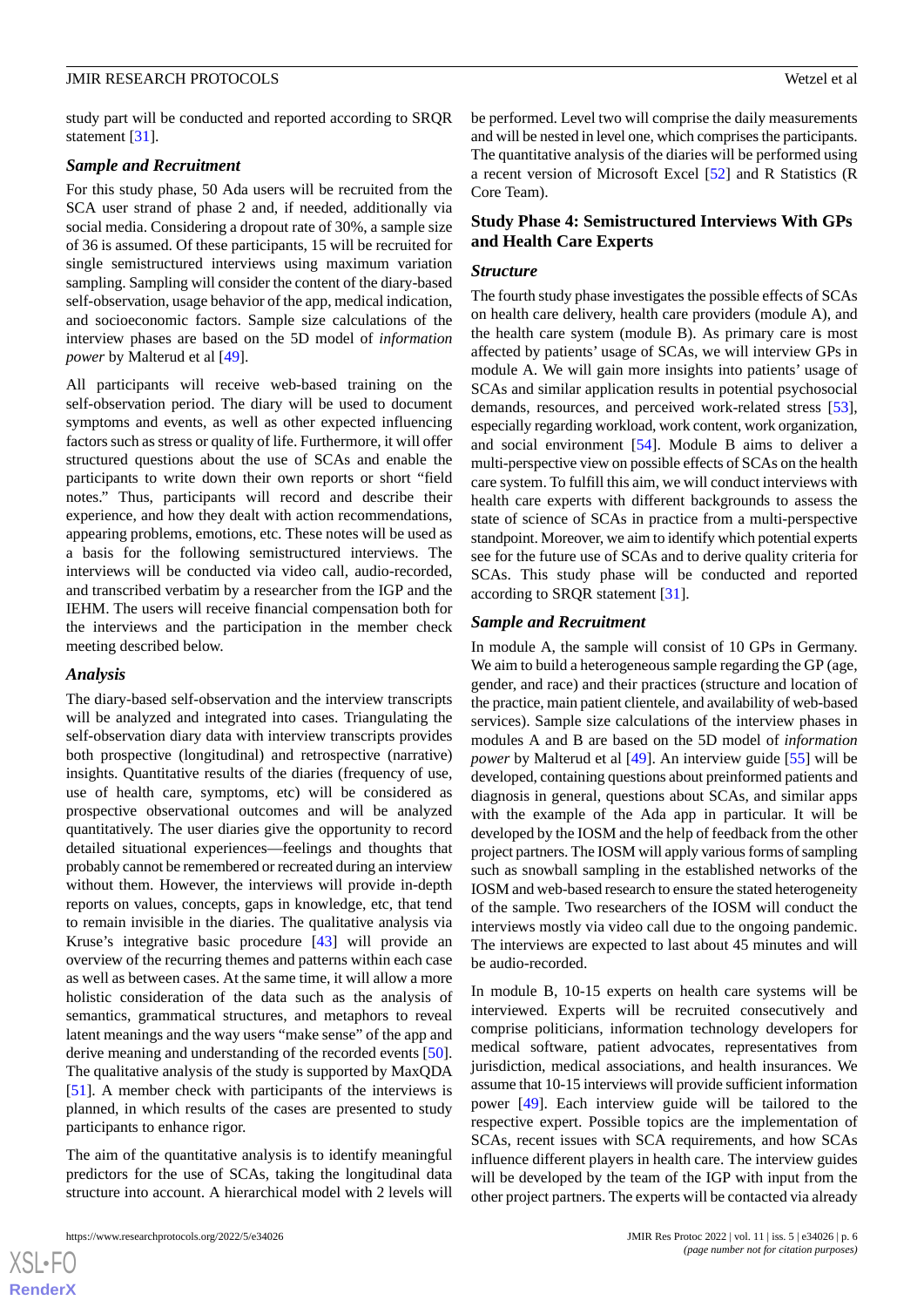study part will be conducted and reported according to SRQR statement [31].

### Sample and Recruitment

For this study phase, 50 Ada users will be recruited from the SCA user strand of phase 2 and, if needed, additionally via social media. Considering a dropout rate of 30%, a sample size of 36 is assumed. Of these participants, 15 will be recruited for single semistructured interviews using maximum variation sampling. Sampling will consider the content of the diary-based self-observation, usage behavior of the app, medical indication, and socioeconomic factors. Sample size calculations of the interview phases are based on the 5D model of *information power* by Malterud et al [49].

All participants will receive web-based training on the self-observation period. The diary will be used to document symptoms and events, as well as other expected influencing factors such as stress or quality of life. Furthermore, it will offer structured questions about the use of SCAs and enable the participants to write down their own reports or short "field notes." Thus, participants will record and describe their experience, and how they dealt with action recommendations, appearing problems, emotions, etc. These notes will be used as a basis for the following semistructured interviews. The interviews will be conducted via video call, audio-recorded, and transcribed verbatim by a researcher from the IGP and the IEHM. The users will receive financial compensation both for the interviews and the participation in the member check meeting described below.

### Analysis

The diary-based self-observation and the interview transcripts will be analyzed and integrated into cases. Triangulating the self-observation diary data with interview transcripts provides both prospective (longitudinal) and retrospective (narrative) insights. Quantitative results of the diaries (frequency of use, use of health care, symptoms, etc) will be considered as prospective observational outcomes and will be analyzed quantitatively. The user diaries give the opportunity to record detailed situational experiences—feelings and thoughts that probably cannot be remembered or recreated during an interview without them. However, the interviews will provide in-depth reports on values, concepts, gaps in knowledge, etc, that tend to remain invisible in the diaries. The qualitative analysis via Kruse's integrative basic procedure [43] will provide an overview of the recurring themes and patterns within each case as well as between cases. At the same time, it will allow a more holistic consideration of the data such as the analysis of semantics, grammatical structures, and metaphors to reveal latent meanings and the way users "make sense" of the app and derive meaning and understanding of the recorded events [50]. The qualitative analysis of the study is supported by MaxQDA [51]. A member check with participants of the interviews is planned, in which results of the cases are presented to study participants to enhance rigor.

The aim of the quantitative analysis is to identify meaningful predictors for the use of SCAs, taking the longitudinal data structure into account. A hierarchical model with 2 levels will be performed. Level two will comprise the daily measurements and will be nested in level one, which comprises the participants. The quantitative analysis of the diaries will be performed using a recent version of Microsoft Excel [52] and R Statistics (R Core Team).

## Study Phase 4: Semistructured Interviews With GPs and Health Care Experts

### Structure

The fourth study phase investigates the possible effects of SCAs on health care delivery, health care providers (module A), and the health care system (module B). As primary care is most affected by patients' usage of SCAs, we will interview GPs in module A. We will gain more insights into patients' usage of SCAs and similar application results in potential psychosocial demands, resources, and perceived work-related stress [53], especially regarding workload, work content, work organization, and social environment [54]. Module B aims to deliver a multi-perspective view on possible effects of SCAs on the health care system. To fulfill this aim, we will conduct interviews with health care experts with different backgrounds to assess the state of science of SCAs in practice from a multi-perspective standpoint. Moreover, we aim to identify which potential experts see for the future use of SCAs and to derive quality criteria for SCAs. This study phase will be conducted and reported according to SRQR statement [31].

### Sample and Recruitment

In module A, the sample will consist of 10 GPs in Germany. We aim to build a heterogeneous sample regarding the GP (age, gender, and race) and their practices (structure and location of the practice, main patient clientele, and availability of web-based services). Sample size calculations of the interview phases in modules A and B are based on the 5D model of *information power* by Malterud et al [49]. An interview guide [55] will be developed, containing questions about preinformed patients and diagnosis in general, questions about SCAs, and similar apps with the example of the Ada app in particular. It will be developed by the IOSM and the help of feedback from the other project partners. The IOSM will apply various forms of sampling such as snowball sampling in the established networks of the IOSM and web-based research to ensure the stated heterogeneity of the sample. Two researchers of the IOSM will conduct the interviews mostly via video call due to the ongoing pandemic. The interviews are expected to last about 45 minutes and will be audio-recorded.

In module B, 10-15 experts on health care systems will be interviewed. Experts will be recruited consecutively and comprise politicians, information technology developers for medical software, patient advocates, representatives from jurisdiction, medical associations, and health insurances. We assume that 10-15 interviews will provide sufficient information power [49]. Each interview guide will be tailored to the respective expert. Possible topics are the implementation of SCAs, recent issues with SCA requirements, and how SCAs influence different players in health care. The interview guides will be developed by the team of the IGP with input from the other project partners. The experts will be contacted via already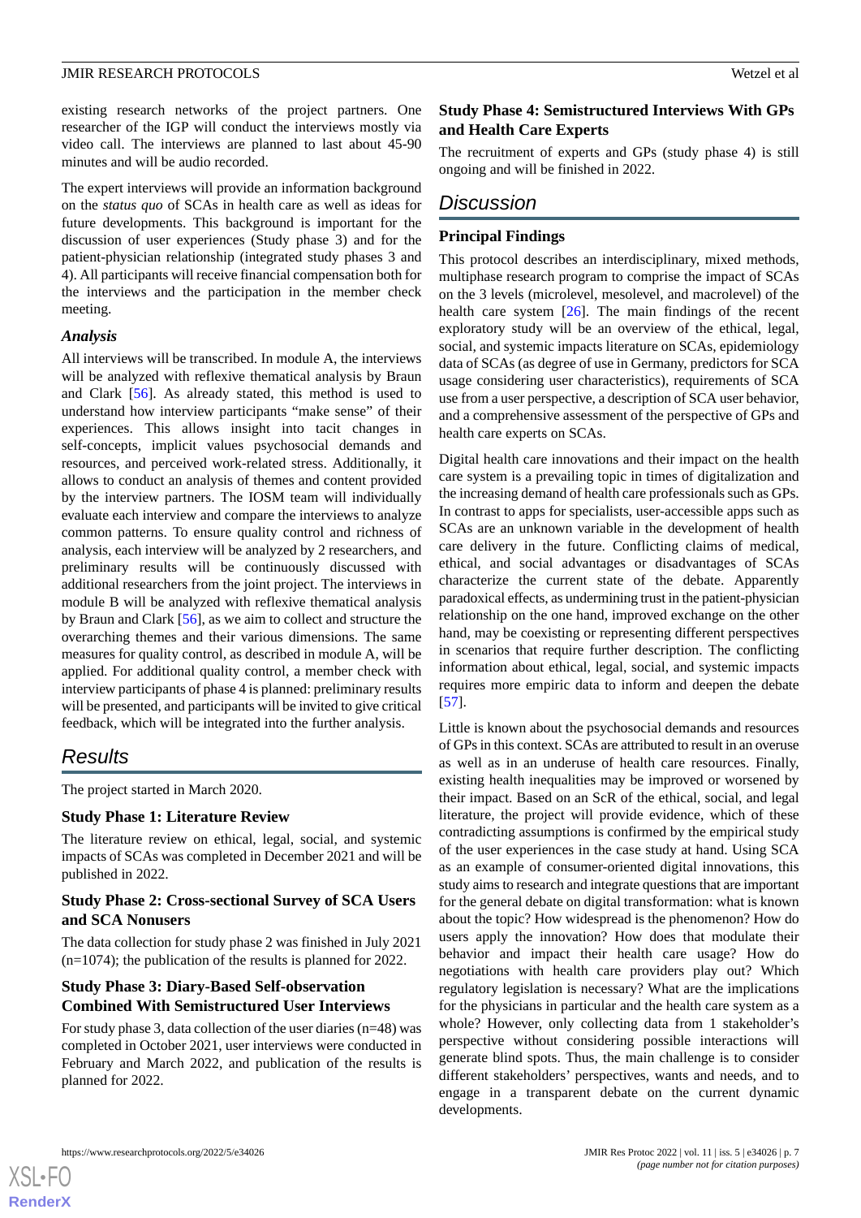existing research networks of the project partners. One researcher of the IGP will conduct the interviews mostly via video call. The interviews are planned to last about 45-90 minutes and will be audio recorded.

The expert interviews will provide an information background on the *status quo* of SCAs in health care as well as ideas for future developments. This background is important for the discussion of user experiences (Study phase 3) and for the patient-physician relationship (integrated study phases 3 and 4). All participants will receive financial compensation both for the interviews and the participation in the member check meeting.

### Analysis

All interviews will be transcribed. In module A, the interviews will be analyzed with reflexive thematical analysis by Braun and Clark [56]. As already stated, this method is used to understand how interview participants "make sense" of their experiences. This allows insight into tacit changes in self-concepts, implicit values psychosocial demands and resources, and perceived work-related stress. Additionally, it allows to conduct an analysis of themes and content provided by the interview partners. The IOSM team will individually evaluate each interview and compare the interviews to analyze common patterns. To ensure quality control and richness of analysis, each interview will be analyzed by 2 researchers, and preliminary results will be continuously discussed with additional researchers from the joint project. The interviews in module B will be analyzed with reflexive thematical analysis by Braun and Clark [56], as we aim to collect and structure the overarching themes and their various dimensions. The same measures for quality control, as described in module A, will be applied. For additional quality control, a member check with interview participants of phase 4 is planned: preliminary results will be presented, and participants will be invited to give critical feedback, which will be integrated into the further analysis.

## Results

The project started in March 2020.

### Study Phase 1: Literature Review

The literature review on ethical, legal, social, and systemic impacts of SCAs was completed in December 2021 and will be published in 2022.

### Study Phase 2: Cross-sectional Survey of SCA Users and SCA Nonusers

The data collection for study phase 2 was finished in July 2021 (n=1074); the publication of the results is planned for 2022.

### Study Phase 3: Diary-Based Self-observation Combined With Semistructured User Interviews

For study phase 3, data collection of the user diaries (n=48) was completed in October 2021, user interviews were conducted in February and March 2022, and publication of the results is planned for 2022.

### Study Phase 4: Semistructured Interviews With GPs and Health Care Experts

The recruitment of experts and GPs (study phase 4) is still ongoing and will be finished in 2022.

## Discussion

### Principal Findings

This protocol describes an interdisciplinary, mixed methods, multiphase research program to comprise the impact of SCAs on the 3 levels (microlevel, mesolevel, and macrolevel) of the health care system [26]. The main findings of the recent exploratory study will be an overview of the ethical, legal, social, and systemic impacts literature on SCAs, epidemiology data of SCAs (as degree of use in Germany, predictors for SCA usage considering user characteristics), requirements of SCA use from a user perspective, a description of SCA user behavior, and a comprehensive assessment of the perspective of GPs and health care experts on SCAs.

Digital health care innovations and their impact on the health care system is a prevailing topic in times of digitalization and the increasing demand of health care professionals such as GPs. In contrast to apps for specialists, user-accessible apps such as SCAs are an unknown variable in the development of health care delivery in the future. Conflicting claims of medical, ethical, and social advantages or disadvantages of SCAs characterize the current state of the debate. Apparently paradoxical effects, as undermining trust in the patient-physician relationship on the one hand, improved exchange on the other hand, may be coexisting or representing different perspectives in scenarios that require further description. The conflicting information about ethical, legal, social, and systemic impacts requires more empiric data to inform and deepen the debate [57].

Little is known about the psychosocial demands and resources of GPs in this context. SCAs are attributed to result in an overuse as well as in an underuse of health care resources. Finally, existing health inequalities may be improved or worsened by their impact. Based on an ScR of the ethical, social, and legal literature, the project will provide evidence, which of these contradicting assumptions is confirmed by the empirical study of the user experiences in the case study at hand. Using SCA as an example of consumer-oriented digital innovations, this study aims to research and integrate questions that are important for the general debate on digital transformation: what is known about the topic? How widespread is the phenomenon? How do users apply the innovation? How does that modulate their behavior and impact their health care usage? How do negotiations with health care providers play out? Which regulatory legislation is necessary? What are the implications for the physicians in particular and the health care system as a whole? However, only collecting data from 1 stakeholder's perspective without considering possible interactions will generate blind spots. Thus, the main challenge is to consider different stakeholders' perspectives, wants and needs, and to engage in a transparent debate on the current dynamic developments.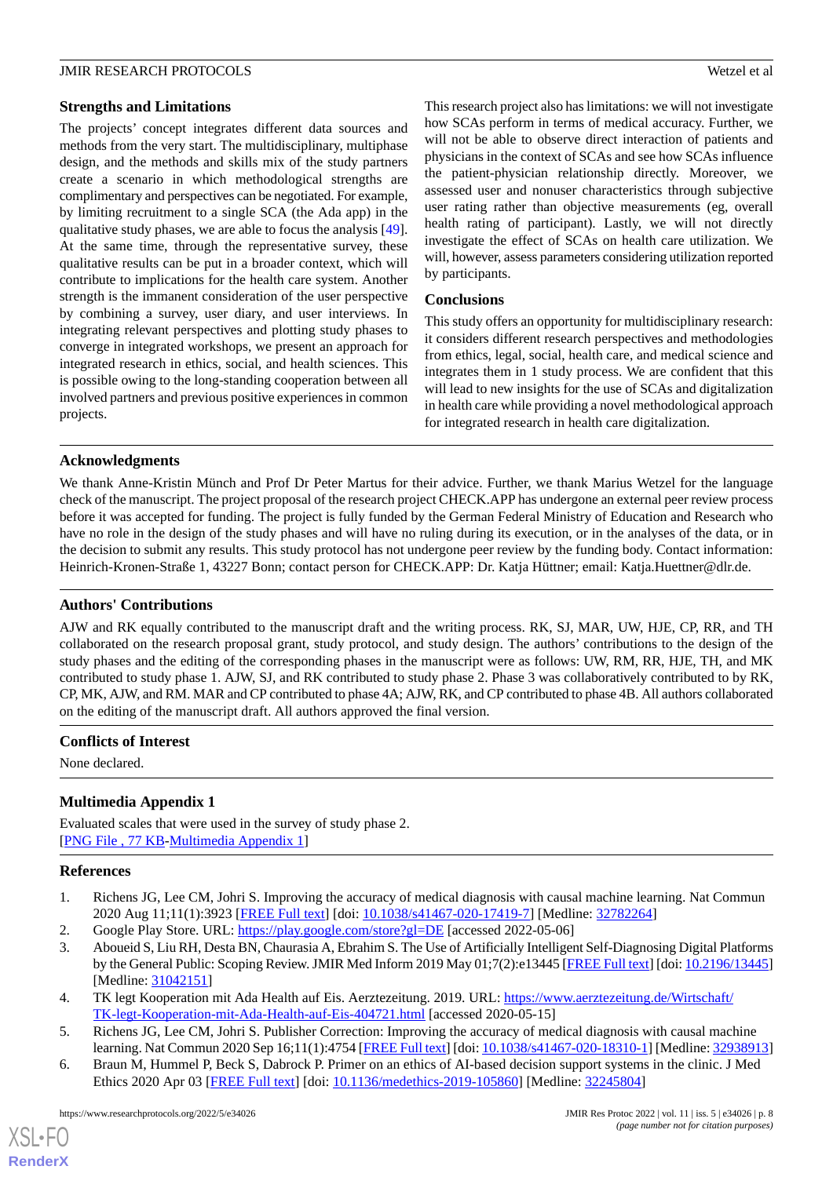## Strengths and Limitations

The projects' concept integrates different data sources and methods from the very start. The multidisciplinary, multiphase design, and the methods and skills mix of the study partners create a scenario in which methodological strengths are complimentary and perspectives can be negotiated. For example, by limiting recruitment to a single SCA (the Ada app) in the qualitative study phases, we are able to focus the analysis [49]. At the same time, through the representative survey, these qualitative results can be put in a broader context, which will contribute to implications for the health care system. Another strength is the immanent consideration of the user perspective by combining a survey, user diary, and user interviews. In integrating relevant perspectives and plotting study phases to converge in integrated workshops, we present an approach for integrated research in ethics, social, and health sciences. This is possible owing to the long-standing cooperation between all involved partners and previous positive experiences in common projects.

This research project also has limitations: we will not investigate how SCAs perform in terms of medical accuracy. Further, we will not be able to observe direct interaction of patients and physicians in the context of SCAs and see how SCAs influence the patient-physician relationship directly. Moreover, we assessed user and nonuser characteristics through subjective user rating rather than objective measurements (eg, overall health rating of participant). Lastly, we will not directly investigate the effect of SCAs on health care utilization. We will, however, assess parameters considering utilization reported by participants.

## Conclusions

This study offers an opportunity for multidisciplinary research: it considers different research perspectives and methodologies from ethics, legal, social, health care, and medical science and integrates them in 1 study process. We are confident that this will lead to new insights for the use of SCAs and digitalization in health care while providing a novel methodological approach for integrated research in health care digitalization.

## Acknowledgments

We thank Anne-Kristin Münch and Prof Dr Peter Martus for their advice. Further, we thank Marius Wetzel for the language check of the manuscript. The project proposal of the research project CHECK.APP has undergone an external peer review process before it was accepted for funding. The project is fully funded by the German Federal Ministry of Education and Research who have no role in the design of the study phases and will have no ruling during its execution, or in the analyses of the data, or in the decision to submit any results. This study protocol has not undergone peer review by the funding body. Contact information: Heinrich-Kronen-Straße 1, 43227 Bonn; contact person for CHECK.APP: Dr. Katja Hüttner; email: Katja.Huettner@dlr.de.

## Authors' Contributions

AJW and RK equally contributed to the manuscript draft and the writing process. RK, SJ, MAR, UW, HJE, CP, RR, and TH collaborated on the research proposal grant, study protocol, and study design. The authors' contributions to the design of the study phases and the editing of the corresponding phases in the manuscript were as follows: UW, RM, RR, HJE, TH, and MK contributed to study phase 1. AJW, SJ, and RK contributed to study phase 2. Phase 3 was collaboratively contributed to by RK, CP, MK, AJW, and RM. MAR and CP contributed to phase 4A; AJW, RK, and CP contributed to phase 4B. All authors collaborated on the editing of the manuscript draft. All authors approved the final version.

## Conflicts of Interest

None declared.

## Multimedia Appendix 1

Evaluated scales that were used in the survey of study phase 2.
[PNG File , 77 KB-Multimedia Appendix 1]

## References

1. Richens JG, Lee CM, Johri S. Improving the accuracy of medical diagnosis with causal machine learning. Nat Commun 2020 Aug 11;11(1):3923 [FREE Full text] [doi: 10.1038/s41467-020-17419-7] [Medline: 32782264]
2. Google Play Store. URL: https://play.google.com/store?gl=DE [accessed 2022-05-06]
3. Aboueid S, Liu RH, Desta BN, Chaurasia A, Ebrahim S. The Use of Artificially Intelligent Self-Diagnosing Digital Platforms by the General Public: Scoping Review. JMIR Med Inform 2019 May 01;7(2):e13445 [FREE Full text] [doi: 10.2196/13445] [Medline: 31042151]
4. TK legt Kooperation mit Ada Health auf Eis. Aerztezeitung. 2019. URL: https://www.aerztezeitung.de/Wirtschaft/TK-legt-Kooperation-mit-Ada-Health-auf-Eis-404721.html [accessed 2020-05-15]
5. Richens JG, Lee CM, Johri S. Publisher Correction: Improving the accuracy of medical diagnosis with causal machine learning. Nat Commun 2020 Sep 16;11(1):4754 [FREE Full text] [doi: 10.1038/s41467-020-18310-1] [Medline: 32938913]
6. Braun M, Hummel P, Beck S, Dabrock P. Primer on an ethics of AI-based decision support systems in the clinic. J Med Ethics 2020 Apr 03 [FREE Full text] [doi: 10.1136/medethics-2019-105860] [Medline: 32245804]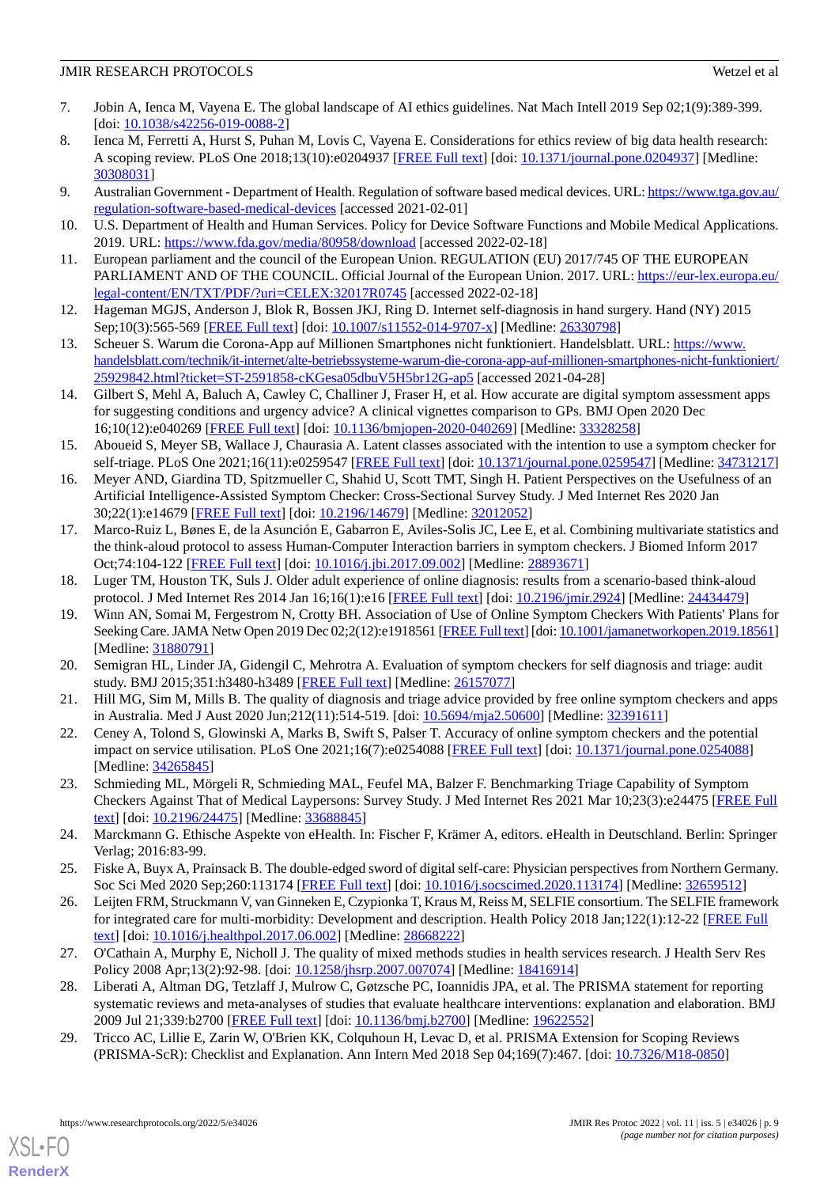7. Jobin A, Ienca M, Vayena E. The global landscape of AI ethics guidelines. Nat Mach Intell 2019 Sep 02;1(9):389-399. [doi: 10.1038/s42256-019-0088-2]
8. Ienca M, Ferretti A, Hurst S, Puhan M, Lovis C, Vayena E. Considerations for ethics review of big data health research: A scoping review. PLoS One 2018;13(10):e0204937 [FREE Full text] [doi: 10.1371/journal.pone.0204937] [Medline: 30308031]
9. Australian Government - Department of Health. Regulation of software based medical devices. URL: https://www.tga.gov.au/regulation-software-based-medical-devices [accessed 2021-02-01]
10. U.S. Department of Health and Human Services. Policy for Device Software Functions and Mobile Medical Applications. 2019. URL: https://www.fda.gov/media/80958/download [accessed 2022-02-18]
11. European parliament and the council of the European Union. REGULATION (EU) 2017/745 OF THE EUROPEAN PARLIAMENT AND OF THE COUNCIL. Official Journal of the European Union. 2017. URL: https://eur-lex.europa.eu/legal-content/EN/TXT/PDF/?uri=CELEX:32017R0745 [accessed 2022-02-18]
12. Hageman MGJS, Anderson J, Blok R, Bossen JKJ, Ring D. Internet self-diagnosis in hand surgery. Hand (NY) 2015 Sep;10(3):565-569 [FREE Full text] [doi: 10.1007/s11552-014-9707-x] [Medline: 26330798]
13. Scheuer S. Warum die Corona-App auf Millionen Smartphones nicht funktioniert. Handelsblatt. URL: https://www.handelsblatt.com/technik/it-internet/alte-betriebssysteme-warum-die-corona-app-auf-millionen-smartphones-nicht-funktioniert/25929842.html?ticket=ST-2591858-cKGesa05dbuV5H5br12G-ap5 [accessed 2021-04-28]
14. Gilbert S, Mehl A, Baluch A, Cawley C, Challiner J, Fraser H, et al. How accurate are digital symptom assessment apps for suggesting conditions and urgency advice? A clinical vignettes comparison to GPs. BMJ Open 2020 Dec 16;10(12):e040269 [FREE Full text] [doi: 10.1136/bmjopen-2020-040269] [Medline: 33328258]
15. Aboueid S, Meyer SB, Wallace J, Chaurasia A. Latent classes associated with the intention to use a symptom checker for self-triage. PLoS One 2021;16(11):e0259547 [FREE Full text] [doi: 10.1371/journal.pone.0259547] [Medline: 34731217]
16. Meyer AND, Giardina TD, Spitzmueller C, Shahid U, Scott TMT, Singh H. Patient Perspectives on the Usefulness of an Artificial Intelligence-Assisted Symptom Checker: Cross-Sectional Survey Study. J Med Internet Res 2020 Jan 30;22(1):e14679 [FREE Full text] [doi: 10.2196/14679] [Medline: 32012052]
17. Marco-Ruiz L, Bønes E, de la Asunción E, Gabarron E, Aviles-Solis JC, Lee E, et al. Combining multivariate statistics and the think-aloud protocol to assess Human-Computer Interaction barriers in symptom checkers. J Biomed Inform 2017 Oct;74:104-122 [FREE Full text] [doi: 10.1016/j.jbi.2017.09.002] [Medline: 28893671]
18. Luger TM, Houston TK, Suls J. Older adult experience of online diagnosis: results from a scenario-based think-aloud protocol. J Med Internet Res 2014 Jan 16;16(1):e16 [FREE Full text] [doi: 10.2196/jmir.2924] [Medline: 24434479]
19. Winn AN, Somai M, Fergestrom N, Crotty BH. Association of Use of Online Symptom Checkers With Patients' Plans for Seeking Care. JAMA Netw Open 2019 Dec 02;2(12):e1918561 [FREE Full text] [doi: 10.1001/jamanetworkopen.2019.18561] [Medline: 31880791]
20. Semigran HL, Linder JA, Gidengil C, Mehrotra A. Evaluation of symptom checkers for self diagnosis and triage: audit study. BMJ 2015;351:h3480-h3489 [FREE Full text] [Medline: 26157077]
21. Hill MG, Sim M, Mills B. The quality of diagnosis and triage advice provided by free online symptom checkers and apps in Australia. Med J Aust 2020 Jun;212(11):514-519. [doi: 10.5694/mja2.50600] [Medline: 32391611]
22. Ceney A, Tolond S, Glowinski A, Marks B, Swift S, Palser T. Accuracy of online symptom checkers and the potential impact on service utilisation. PLoS One 2021;16(7):e0254088 [FREE Full text] [doi: 10.1371/journal.pone.0254088] [Medline: 34265845]
23. Schmieding ML, Mörgeli R, Schmieding MAL, Feufel MA, Balzer F. Benchmarking Triage Capability of Symptom Checkers Against That of Medical Laypersons: Survey Study. J Med Internet Res 2021 Mar 10;23(3):e24475 [FREE Full text] [doi: 10.2196/24475] [Medline: 33688845]
24. Marckmann G. Ethische Aspekte von eHealth. In: Fischer F, Krämer A, editors. eHealth in Deutschland. Berlin: Springer Verlag; 2016:83-99.
25. Fiske A, Buyx A, Prainsack B. The double-edged sword of digital self-care: Physician perspectives from Northern Germany. Soc Sci Med 2020 Sep;260:113174 [FREE Full text] [doi: 10.1016/j.socscimed.2020.113174] [Medline: 32659512]
26. Leijten FRM, Struckmann V, van Ginneken E, Czypionka T, Kraus M, Reiss M, SELFIE consortium. The SELFIE framework for integrated care for multi-morbidity: Development and description. Health Policy 2018 Jan;122(1):12-22 [FREE Full text] [doi: 10.1016/j.healthpol.2017.06.002] [Medline: 28668222]
27. O'Cathain A, Murphy E, Nicholl J. The quality of mixed methods studies in health services research. J Health Serv Res Policy 2008 Apr;13(2):92-98. [doi: 10.1258/jhsrp.2007.007074] [Medline: 18416914]
28. Liberati A, Altman DG, Tetzlaff J, Mulrow C, Gøtzsche PC, Ioannidis JPA, et al. The PRISMA statement for reporting systematic reviews and meta-analyses of studies that evaluate healthcare interventions: explanation and elaboration. BMJ 2009 Jul 21;339:b2700 [FREE Full text] [doi: 10.1136/bmj.b2700] [Medline: 19622552]
29. Tricco AC, Lillie E, Zarin W, O'Brien KK, Colquhoun H, Levac D, et al. PRISMA Extension for Scoping Reviews (PRISMA-ScR): Checklist and Explanation. Ann Intern Med 2018 Sep 04;169(7):467. [doi: 10.7326/M18-0850]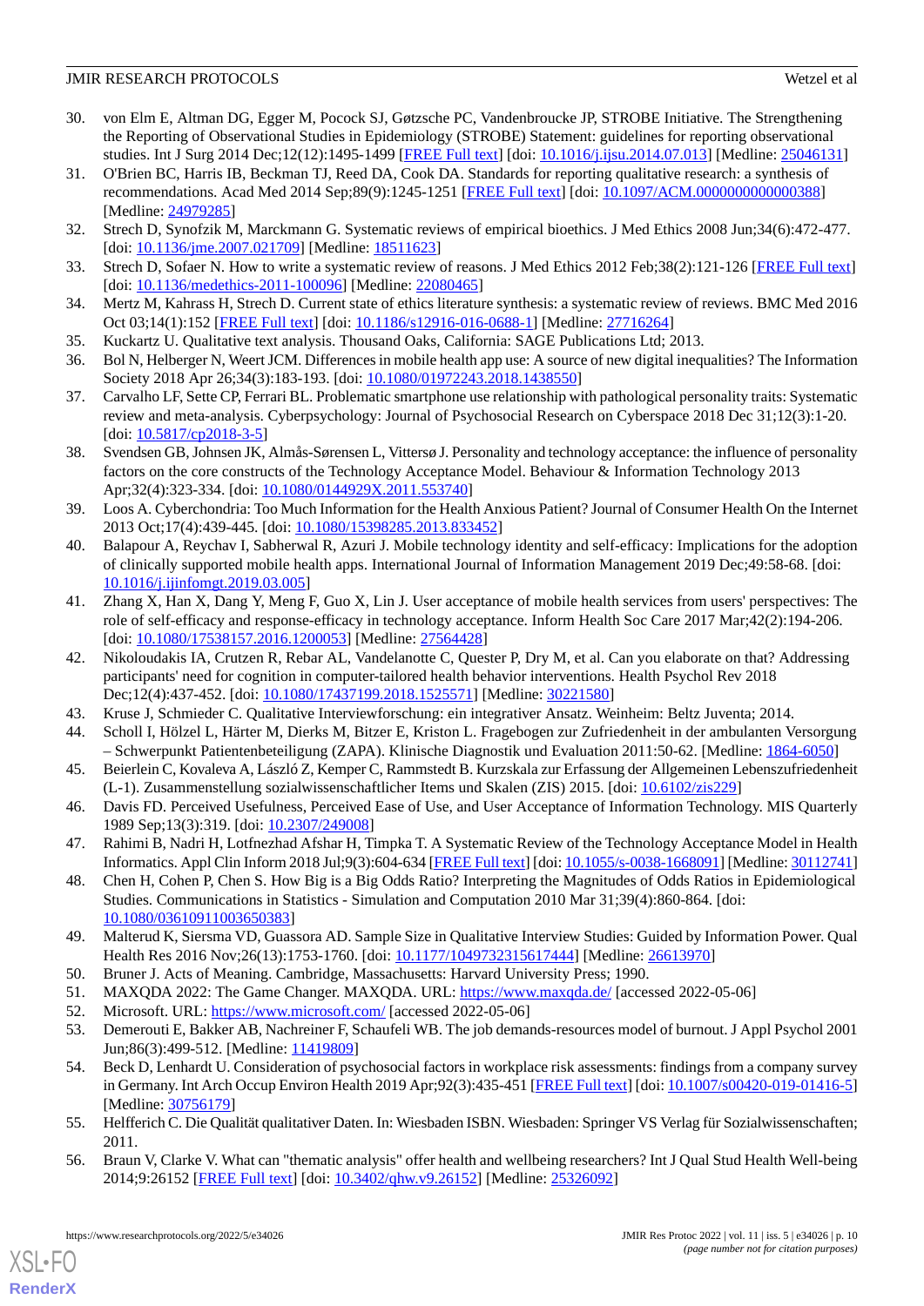30. von Elm E, Altman DG, Egger M, Pocock SJ, Gøtzsche PC, Vandenbroucke JP, STROBE Initiative. The Strengthening the Reporting of Observational Studies in Epidemiology (STROBE) Statement: guidelines for reporting observational studies. Int J Surg 2014 Dec;12(12):1495-1499 [FREE Full text] [doi: 10.1016/j.ijsu.2014.07.013] [Medline: 25046131]
31. O'Brien BC, Harris IB, Beckman TJ, Reed DA, Cook DA. Standards for reporting qualitative research: a synthesis of recommendations. Acad Med 2014 Sep;89(9):1245-1251 [FREE Full text] [doi: 10.1097/ACM.0000000000000388] [Medline: 24979285]
32. Strech D, Synofzik M, Marckmann G. Systematic reviews of empirical bioethics. J Med Ethics 2008 Jun;34(6):472-477. [doi: 10.1136/jme.2007.021709] [Medline: 18511623]
33. Strech D, Sofaer N. How to write a systematic review of reasons. J Med Ethics 2012 Feb;38(2):121-126 [FREE Full text] [doi: 10.1136/medethics-2011-100096] [Medline: 22080465]
34. Mertz M, Kahrass H, Strech D. Current state of ethics literature synthesis: a systematic review of reviews. BMC Med 2016 Oct 03;14(1):152 [FREE Full text] [doi: 10.1186/s12916-016-0688-1] [Medline: 27716264]
35. Kuckartz U. Qualitative text analysis. Thousand Oaks, California: SAGE Publications Ltd; 2013.
36. Bol N, Helberger N, Weert JCM. Differences in mobile health app use: A source of new digital inequalities? The Information Society 2018 Apr 26;34(3):183-193. [doi: 10.1080/01972243.2018.1438550]
37. Carvalho LF, Sette CP, Ferrari BL. Problematic smartphone use relationship with pathological personality traits: Systematic review and meta-analysis. Cyberpsychology: Journal of Psychosocial Research on Cyberspace 2018 Dec 31;12(3):1-20. [doi: 10.5817/cp2018-3-5]
38. Svendsen GB, Johnsen JK, Almås-Sørensen L, Vittersø J. Personality and technology acceptance: the influence of personality factors on the core constructs of the Technology Acceptance Model. Behaviour & Information Technology 2013 Apr;32(4):323-334. [doi: 10.1080/0144929X.2011.553740]
39. Loos A. Cyberchondria: Too Much Information for the Health Anxious Patient? Journal of Consumer Health On the Internet 2013 Oct;17(4):439-445. [doi: 10.1080/15398285.2013.833452]
40. Balapour A, Reychav I, Sabherwal R, Azuri J. Mobile technology identity and self-efficacy: Implications for the adoption of clinically supported mobile health apps. International Journal of Information Management 2019 Dec;49:58-68. [doi: 10.1016/j.ijinfomgt.2019.03.005]
41. Zhang X, Han X, Dang Y, Meng F, Guo X, Lin J. User acceptance of mobile health services from users' perspectives: The role of self-efficacy and response-efficacy in technology acceptance. Inform Health Soc Care 2017 Mar;42(2):194-206. [doi: 10.1080/17538157.2016.1200053] [Medline: 27564428]
42. Nikoloudakis IA, Crutzen R, Rebar AL, Vandelanotte C, Quester P, Dry M, et al. Can you elaborate on that? Addressing participants' need for cognition in computer-tailored health behavior interventions. Health Psychol Rev 2018 Dec;12(4):437-452. [doi: 10.1080/17437199.2018.1525571] [Medline: 30221580]
43. Kruse J, Schmieder C. Qualitative Interviewforschung: ein integrativer Ansatz. Weinheim: Beltz Juventa; 2014.
44. Scholl I, Hölzel L, Härter M, Dierks M, Bitzer E, Kriston L. Fragebogen zur Zufriedenheit in der ambulanten Versorgung – Schwerpunkt Patientenbeteiligung (ZAPA). Klinische Diagnostik und Evaluation 2011:50-62. [Medline: 1864-6050]
45. Beierlein C, Kovaleva A, László Z, Kemper C, Rammstedt B. Kurzskala zur Erfassung der Allgemeinen Lebenszufriedenheit (L-1). Zusammenstellung sozialwissenschaftlicher Items und Skalen (ZIS) 2015. [doi: 10.6102/zis229]
46. Davis FD. Perceived Usefulness, Perceived Ease of Use, and User Acceptance of Information Technology. MIS Quarterly 1989 Sep;13(3):319. [doi: 10.2307/249008]
47. Rahimi B, Nadri H, Lotfnezhad Afshar H, Timpka T. A Systematic Review of the Technology Acceptance Model in Health Informatics. Appl Clin Inform 2018 Jul;9(3):604-634 [FREE Full text] [doi: 10.1055/s-0038-1668091] [Medline: 30112741]
48. Chen H, Cohen P, Chen S. How Big is a Big Odds Ratio? Interpreting the Magnitudes of Odds Ratios in Epidemiological Studies. Communications in Statistics - Simulation and Computation 2010 Mar 31;39(4):860-864. [doi: 10.1080/03610911003650383]
49. Malterud K, Siersma VD, Guassora AD. Sample Size in Qualitative Interview Studies: Guided by Information Power. Qual Health Res 2016 Nov;26(13):1753-1760. [doi: 10.1177/1049732315617444] [Medline: 26613970]
50. Bruner J. Acts of Meaning. Cambridge, Massachusetts: Harvard University Press; 1990.
51. MAXQDA 2022: The Game Changer. MAXQDA. URL: https://www.maxqda.de/ [accessed 2022-05-06]
52. Microsoft. URL: https://www.microsoft.com/ [accessed 2022-05-06]
53. Demerouti E, Bakker AB, Nachreiner F, Schaufeli WB. The job demands-resources model of burnout. J Appl Psychol 2001 Jun;86(3):499-512. [Medline: 11419809]
54. Beck D, Lenhardt U. Consideration of psychosocial factors in workplace risk assessments: findings from a company survey in Germany. Int Arch Occup Environ Health 2019 Apr;92(3):435-451 [FREE Full text] [doi: 10.1007/s00420-019-01416-5] [Medline: 30756179]
55. Helfferich C. Die Qualität qualitativer Daten. In: Wiesbaden ISBN. Wiesbaden: Springer VS Verlag für Sozialwissenschaften; 2011.
56. Braun V, Clarke V. What can "thematic analysis" offer health and wellbeing researchers? Int J Qual Stud Health Well-being 2014;9:26152 [FREE Full text] [doi: 10.3402/qhw.v9.26152] [Medline: 25326092]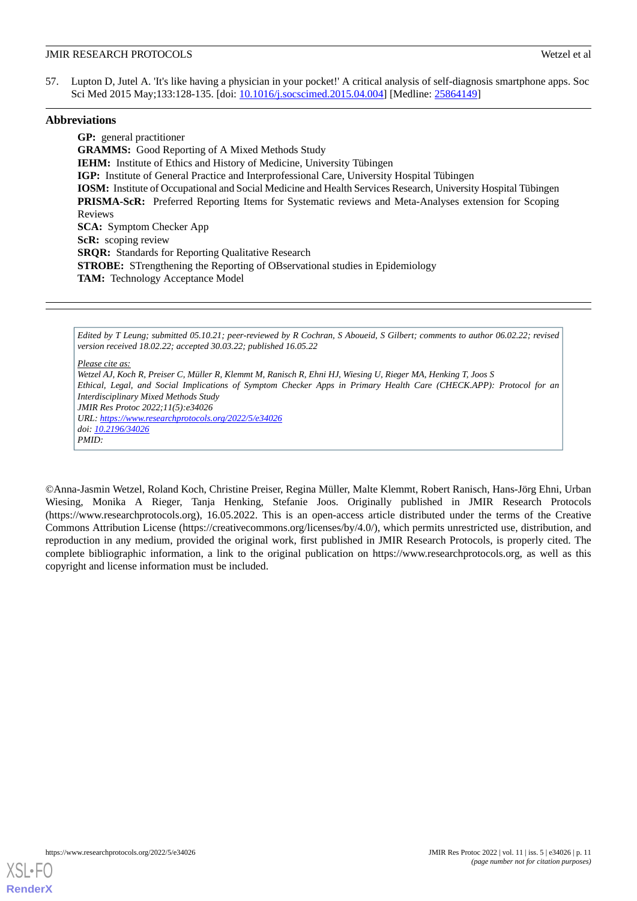57. Lupton D, Jutel A. 'It's like having a physician in your pocket!' A critical analysis of self-diagnosis smartphone apps. Soc Sci Med 2015 May;133:128-135. [doi: 10.1016/j.socscimed.2015.04.004] [Medline: 25864149]

## Abbreviations

**GP:** general practitioner
**GRAMMS:** Good Reporting of A Mixed Methods Study
**IEHM:** Institute of Ethics and History of Medicine, University Tübingen
**IGP:** Institute of General Practice and Interprofessional Care, University Hospital Tübingen
**IOSM:** Institute of Occupational and Social Medicine and Health Services Research, University Hospital Tübingen
**PRISMA-ScR:** Preferred Reporting Items for Systematic reviews and Meta-Analyses extension for Scoping Reviews
**SCA:** Symptom Checker App
**ScR:** scoping review
**SRQR:** Standards for Reporting Qualitative Research
**STROBE:** STrengthening the Reporting of OBservational studies in Epidemiology
**TAM:** Technology Acceptance Model

*Edited by T Leung; submitted 05.10.21; peer-reviewed by R Cochran, S Aboueid, S Gilbert; comments to author 06.02.22; revised version received 18.02.22; accepted 30.03.22; published 16.05.22*

*Please cite as:*
*Wetzel AJ, Koch R, Preiser C, Müller R, Klemmt M, Ranisch R, Ehni HJ, Wiesing U, Rieger MA, Henking T, Joos S*
*Ethical, Legal, and Social Implications of Symptom Checker Apps in Primary Health Care (CHECK.APP): Protocol for an Interdisciplinary Mixed Methods Study*
*JMIR Res Protoc 2022;11(5):e34026*
*URL: https://www.researchprotocols.org/2022/5/e34026*
*doi: 10.2196/34026*
*PMID:*

©Anna-Jasmin Wetzel, Roland Koch, Christine Preiser, Regina Müller, Malte Klemmt, Robert Ranisch, Hans-Jörg Ehni, Urban Wiesing, Monika A Rieger, Tanja Henking, Stefanie Joos. Originally published in JMIR Research Protocols (https://www.researchprotocols.org), 16.05.2022. This is an open-access article distributed under the terms of the Creative Commons Attribution License (https://creativecommons.org/licenses/by/4.0/), which permits unrestricted use, distribution, and reproduction in any medium, provided the original work, first published in JMIR Research Protocols, is properly cited. The complete bibliographic information, a link to the original publication on https://www.researchprotocols.org, as well as this copyright and license information must be included.